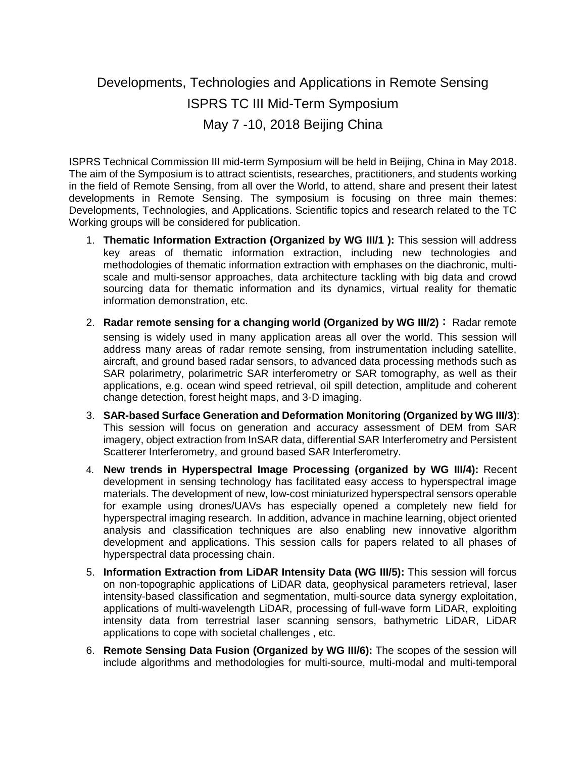# Developments, Technologies and Applications in Remote Sensing

## ISPRS TC III Mid-Term Symposium

## May 7 -10, 2018 Beijing China

ISPRS Technical Commission III mid-term Symposium will be held in Beijing, China in May 2018. The aim of the Symposium is to attract scientists, researches, practitioners, and students working in the field of Remote Sensing, from all over the World, to attend, share and present their latest developments in Remote Sensing. The symposium is focusing on three main themes: Developments, Technologies, and Applications. Scientific topics and research related to the TC Working groups will be considered for publication.

1. **Thematic Information Extraction (Organized by WG III/1 ):** This session will address key areas of thematic information extraction, including new technologies and methodologies of thematic information extraction with emphases on the diachronic, multi-scale and multi-sensor approaches, data architecture tackling with big data and crowd sourcing data for thematic information and its dynamics, virtual reality for thematic information demonstration, etc.
2. **Radar remote sensing for a changing world (Organized by WG III/2)：** Radar remote sensing is widely used in many application areas all over the world. This session will address many areas of radar remote sensing, from instrumentation including satellite, aircraft, and ground based radar sensors, to advanced data processing methods such as SAR polarimetry, polarimetric SAR interferometry or SAR tomography, as well as their applications, e.g. ocean wind speed retrieval, oil spill detection, amplitude and coherent change detection, forest height maps, and 3-D imaging.
3. **SAR-based Surface Generation and Deformation Monitoring (Organized by WG III/3)**: This session will focus on generation and accuracy assessment of DEM from SAR imagery, object extraction from InSAR data, differential SAR Interferometry and Persistent Scatterer Interferometry, and ground based SAR Interferometry.
4. **New trends in Hyperspectral Image Processing (organized by WG III/4):** Recent development in sensing technology has facilitated easy access to hyperspectral image materials. The development of new, low-cost miniaturized hyperspectral sensors operable for example using drones/UAVs has especially opened a completely new field for hyperspectral imaging research. In addition, advance in machine learning, object oriented analysis and classification techniques are also enabling new innovative algorithm development and applications. This session calls for papers related to all phases of hyperspectral data processing chain.
5. **Information Extraction from LiDAR Intensity Data (WG III/5):** This session will forcus on non-topographic applications of LiDAR data, geophysical parameters retrieval, laser intensity-based classification and segmentation, multi-source data synergy exploitation, applications of multi-wavelength LiDAR, processing of full-wave form LiDAR, exploiting intensity data from terrestrial laser scanning sensors, bathymetric LiDAR, LiDAR applications to cope with societal challenges , etc.
6. **Remote Sensing Data Fusion (Organized by WG III/6):** The scopes of the session will include algorithms and methodologies for multi-source, multi-modal and multi-temporal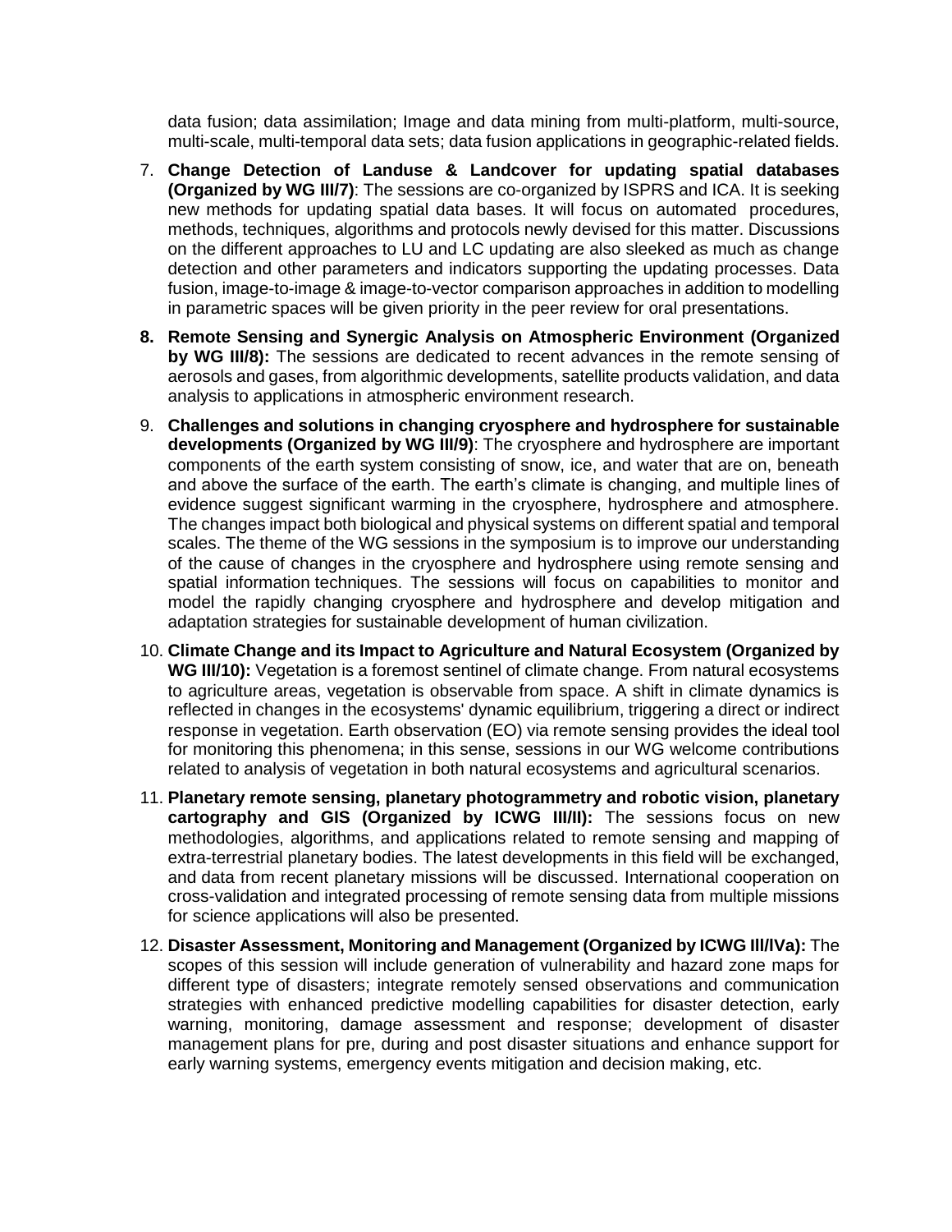data fusion; data assimilation; Image and data mining from multi-platform, multi-source, multi-scale, multi-temporal data sets; data fusion applications in geographic-related fields.

7. **Change Detection of Landuse & Landcover for updating spatial databases (Organized by WG III/7)**: The sessions are co-organized by ISPRS and ICA. It is seeking new methods for updating spatial data bases. It will focus on automated procedures, methods, techniques, algorithms and protocols newly devised for this matter. Discussions on the different approaches to LU and LC updating are also sleeked as much as change detection and other parameters and indicators supporting the updating processes. Data fusion, image-to-image & image-to-vector comparison approaches in addition to modelling in parametric spaces will be given priority in the peer review for oral presentations.

8. **Remote Sensing and Synergic Analysis on Atmospheric Environment (Organized by WG III/8):** The sessions are dedicated to recent advances in the remote sensing of aerosols and gases, from algorithmic developments, satellite products validation, and data analysis to applications in atmospheric environment research.

9. **Challenges and solutions in changing cryosphere and hydrosphere for sustainable developments (Organized by WG III/9)**: The cryosphere and hydrosphere are important components of the earth system consisting of snow, ice, and water that are on, beneath and above the surface of the earth. The earth's climate is changing, and multiple lines of evidence suggest significant warming in the cryosphere, hydrosphere and atmosphere. The changes impact both biological and physical systems on different spatial and temporal scales. The theme of the WG sessions in the symposium is to improve our understanding of the cause of changes in the cryosphere and hydrosphere using remote sensing and spatial information techniques. The sessions will focus on capabilities to monitor and model the rapidly changing cryosphere and hydrosphere and develop mitigation and adaptation strategies for sustainable development of human civilization.

10. **Climate Change and its Impact to Agriculture and Natural Ecosystem (Organized by WG III/10):** Vegetation is a foremost sentinel of climate change. From natural ecosystems to agriculture areas, vegetation is observable from space. A shift in climate dynamics is reflected in changes in the ecosystems' dynamic equilibrium, triggering a direct or indirect response in vegetation. Earth observation (EO) via remote sensing provides the ideal tool for monitoring this phenomena; in this sense, sessions in our WG welcome contributions related to analysis of vegetation in both natural ecosystems and agricultural scenarios.

11. **Planetary remote sensing, planetary photogrammetry and robotic vision, planetary cartography and GIS (Organized by ICWG III/II):** The sessions focus on new methodologies, algorithms, and applications related to remote sensing and mapping of extra-terrestrial planetary bodies. The latest developments in this field will be exchanged, and data from recent planetary missions will be discussed. International cooperation on cross-validation and integrated processing of remote sensing data from multiple missions for science applications will also be presented.

12. **Disaster Assessment, Monitoring and Management (Organized by ICWG III/IVa):** The scopes of this session will include generation of vulnerability and hazard zone maps for different type of disasters; integrate remotely sensed observations and communication strategies with enhanced predictive modelling capabilities for disaster detection, early warning, monitoring, damage assessment and response; development of disaster management plans for pre, during and post disaster situations and enhance support for early warning systems, emergency events mitigation and decision making, etc.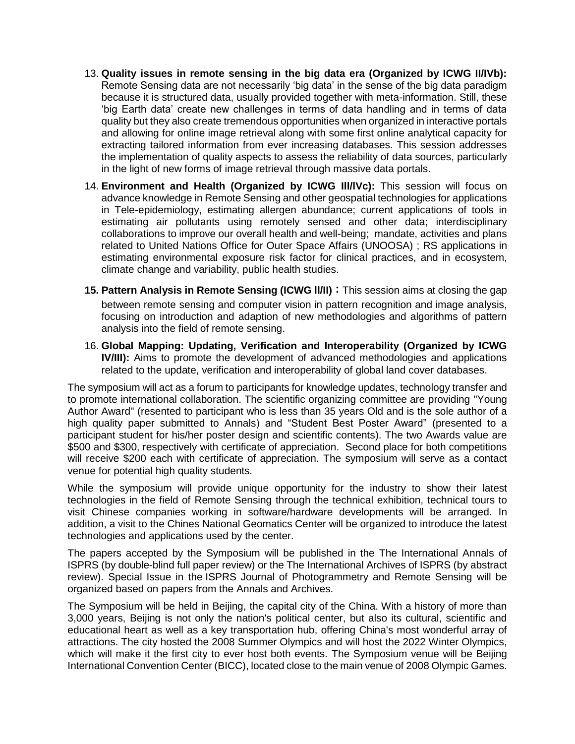13. **Quality issues in remote sensing in the big data era (Organized by ICWG II/IVb):** Remote Sensing data are not necessarily 'big data' in the sense of the big data paradigm because it is structured data, usually provided together with meta-information. Still, these 'big Earth data' create new challenges in terms of data handling and in terms of data quality but they also create tremendous opportunities when organized in interactive portals and allowing for online image retrieval along with some first online analytical capacity for extracting tailored information from ever increasing databases. This session addresses the implementation of quality aspects to assess the reliability of data sources, particularly in the light of new forms of image retrieval through massive data portals.
14. **Environment and Health (Organized by ICWG III/IVc):** This session will focus on advance knowledge in Remote Sensing and other geospatial technologies for applications in Tele-epidemiology, estimating allergen abundance; current applications of tools in estimating air pollutants using remotely sensed and other data; interdisciplinary collaborations to improve our overall health and well-being; mandate, activities and plans related to United Nations Office for Outer Space Affairs (UNOOSA) ; RS applications in estimating environmental exposure risk factor for clinical practices, and in ecosystem, climate change and variability, public health studies.
15. **Pattern Analysis in Remote Sensing (ICWG II/II)：** This session aims at closing the gap between remote sensing and computer vision in pattern recognition and image analysis, focusing on introduction and adaption of new methodologies and algorithms of pattern analysis into the field of remote sensing.
16. **Global Mapping: Updating, Verification and Interoperability (Organized by ICWG IV/III):** Aims to promote the development of advanced methodologies and applications related to the update, verification and interoperability of global land cover databases.

The symposium will act as a forum to participants for knowledge updates, technology transfer and to promote international collaboration. The scientific organizing committee are providing "Young Author Award" (resented to participant who is less than 35 years Old and is the sole author of a high quality paper submitted to Annals) and "Student Best Poster Award" (presented to a participant student for his/her poster design and scientific contents). The two Awards value are \$500 and \$300, respectively with certificate of appreciation. Second place for both competitions will receive \$200 each with certificate of appreciation. The symposium will serve as a contact venue for potential high quality students.

While the symposium will provide unique opportunity for the industry to show their latest technologies in the field of Remote Sensing through the technical exhibition, technical tours to visit Chinese companies working in software/hardware developments will be arranged. In addition, a visit to the Chines National Geomatics Center will be organized to introduce the latest technologies and applications used by the center.

The papers accepted by the Symposium will be published in the The International Annals of ISPRS (by double-blind full paper review) or the The International Archives of ISPRS (by abstract review). Special Issue in the ISPRS Journal of Photogrammetry and Remote Sensing will be organized based on papers from the Annals and Archives.

The Symposium will be held in Beijing, the capital city of the China. With a history of more than 3,000 years, Beijing is not only the nation's political center, but also its cultural, scientific and educational heart as well as a key transportation hub, offering China's most wonderful array of attractions. The city hosted the 2008 Summer Olympics and will host the 2022 Winter Olympics, which will make it the first city to ever host both events. The Symposium venue will be Beijing International Convention Center (BICC), located close to the main venue of 2008 Olympic Games.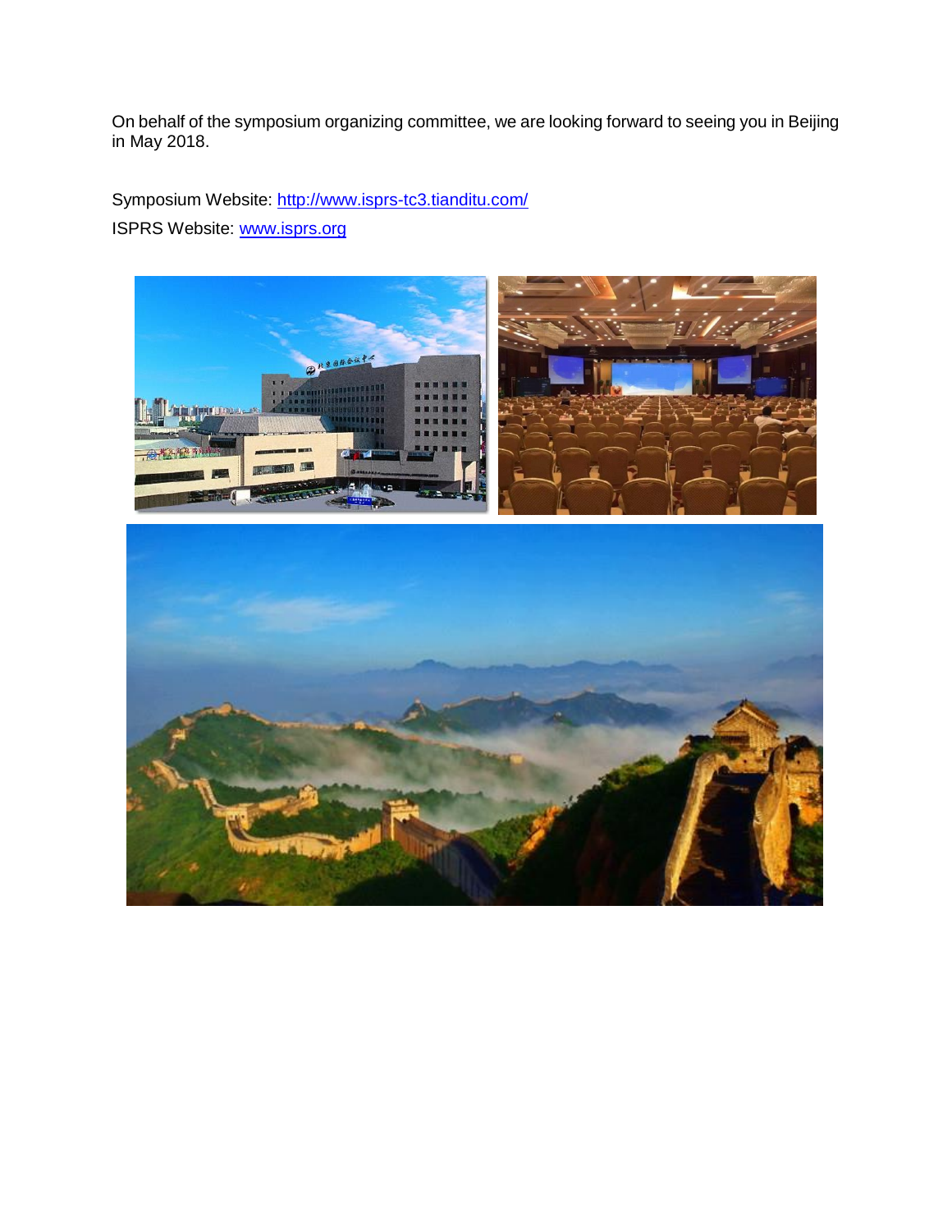On behalf of the symposium organizing committee, we are looking forward to seeing you in Beijing in May 2018.

Symposium Website: [http://www.isprs-tc3.tianditu.com/](http://www.isprs-tc3.tianditu.com/)

ISPRS Website: [www.isprs.org](www.isprs.org)